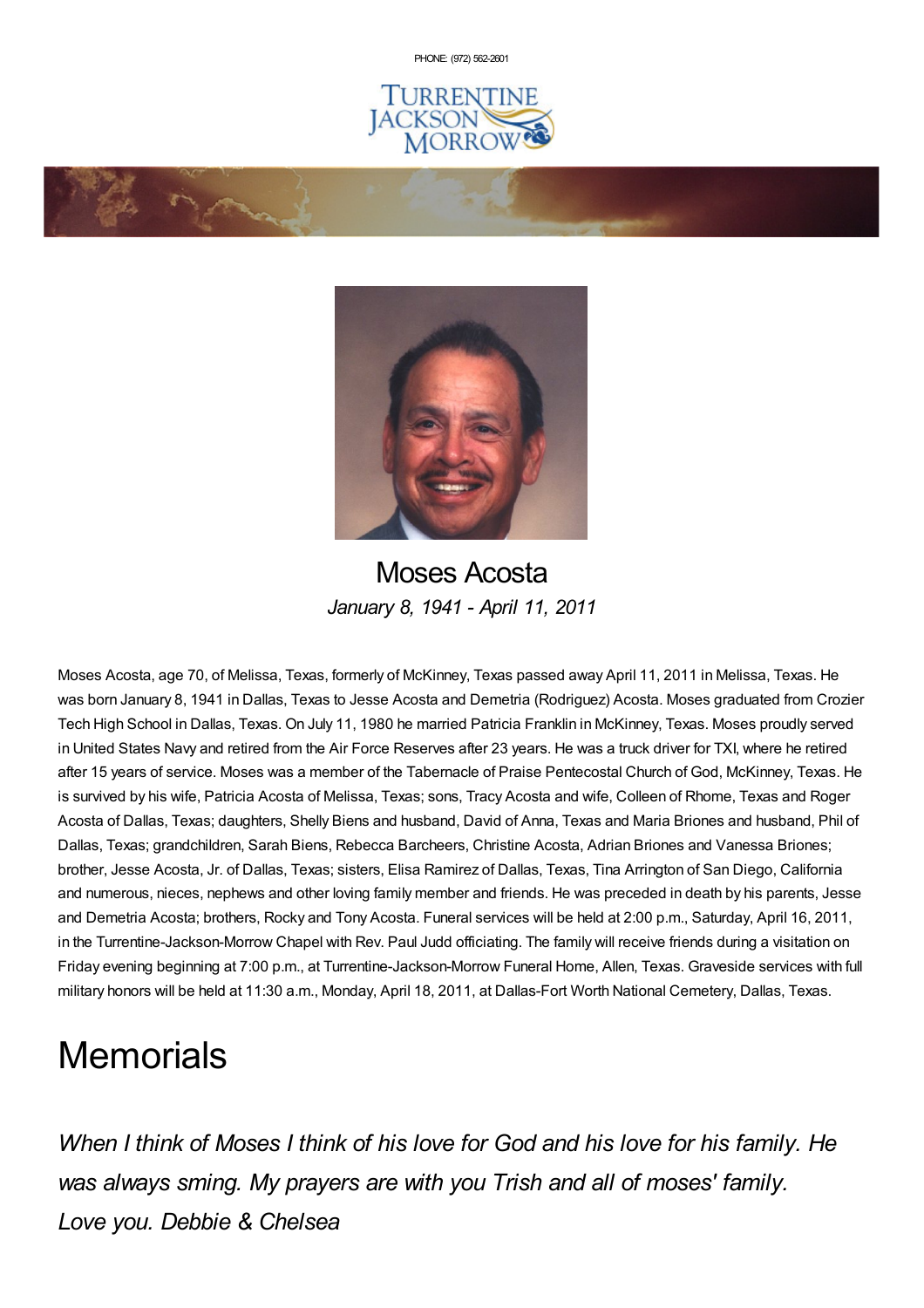PHONE: (972) 562-2601

TURRENTINE JACKSON MORROW

# Moses Acosta

*January 8, 1941 - April 11, 2011*

Moses Acosta, age 70, of Melissa, Texas, formerly of McKinney, Texas passed away April 11, 2011 in Melissa, Texas. He was born January 8, 1941 in Dallas, Texas to Jesse Acosta and Demetria (Rodriguez) Acosta. Moses graduated from Crozier Tech High School in Dallas, Texas. On July 11, 1980 he married Patricia Franklin in McKinney, Texas. Moses proudly served in United States Navy and retired from the Air Force Reserves after 23 years. He was a truck driver for TXI, where he retired after 15 years of service. Moses was a member of the Tabernacle of Praise Pentecostal Church of God, McKinney, Texas. He is survived by his wife, Patricia Acosta of Melissa, Texas; sons, Tracy Acosta and wife, Colleen of Rhome, Texas and Roger Acosta of Dallas, Texas; daughters, Shelly Biens and husband, David of Anna, Texas and Maria Briones and husband, Phil of Dallas, Texas; grandchildren, Sarah Biens, Rebecca Barcheers, Christine Acosta, Adrian Briones and Vanessa Briones; brother, Jesse Acosta, Jr. of Dallas, Texas; sisters, Elisa Ramirez of Dallas, Texas, Tina Arrington of San Diego, California and numerous, nieces, nephews and other loving family member and friends. He was preceded in death by his parents, Jesse and Demetria Acosta; brothers, Rocky and Tony Acosta. Funeral services will be held at 2:00 p.m., Saturday, April 16, 2011, in the Turrentine-Jackson-Morrow Chapel with Rev. Paul Judd officiating. The family will receive friends during a visitation on Friday evening beginning at 7:00 p.m., at Turrentine-Jackson-Morrow Funeral Home, Allen, Texas. Graveside services with full military honors will be held at 11:30 a.m., Monday, April 18, 2011, at Dallas-Fort Worth National Cemetery, Dallas, Texas.

# Memorials

*When I think of Moses I think of his love for God and his love for his family. He was always sming. My prayers are with you Trish and all of moses' family. Love you. Debbie & Chelsea*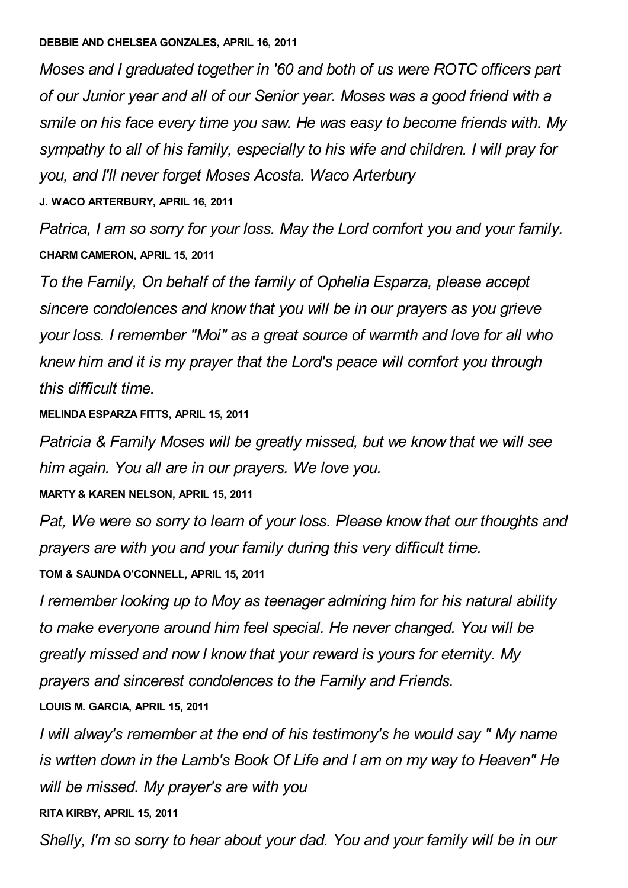**DEBBIE AND CHELSEA GONZALES, APRIL 16, 2011**

*Moses and I graduated together in '60 and both of us were ROTC officers part of our Junior year and all of our Senior year. Moses was a good friend with a smile on his face every time you saw. He was easy to become friends with. My sympathy to all of his family, especially to his wife and children. I will pray for you, and I'll never forget Moses Acosta. Waco Arterbury*

**J. WACO ARTERBURY, APRIL 16, 2011**

*Patrica, I am so sorry for your loss. May the Lord comfort you and your family.*

**CHARM CAMERON, APRIL 15, 2011**

*To the Family, On behalf of the family of Ophelia Esparza, please accept sincere condolences and know that you will be in our prayers as you grieve your loss. I remember "Moi" as a great source of warmth and love for all who knew him and it is my prayer that the Lord's peace will comfort you through this difficult time.*

**MELINDA ESPARZA FITTS, APRIL 15, 2011**

*Patricia & Family Moses will be greatly missed, but we know that we will see him again. You all are in our prayers. We love you.*

**MARTY & KAREN NELSON, APRIL 15, 2011**

*Pat, We were so sorry to learn of your loss. Please know that our thoughts and prayers are with you and your family during this very difficult time.*

**TOM & SAUNDA O'CONNELL, APRIL 15, 2011**

*I remember looking up to Moy as teenager admiring him for his natural ability to make everyone around him feel special. He never changed. You will be greatly missed and now I know that your reward is yours for eternity. My prayers and sincerest condolences to the Family and Friends.*

**LOUIS M. GARCIA, APRIL 15, 2011**

*I will alway's remember at the end of his testimony's he would say " My name is wrtten down in the Lamb's Book Of Life and I am on my way to Heaven" He will be missed. My prayer's are with you*

**RITA KIRBY, APRIL 15, 2011**

*Shelly, I'm so sorry to hear about your dad. You and your family will be in our*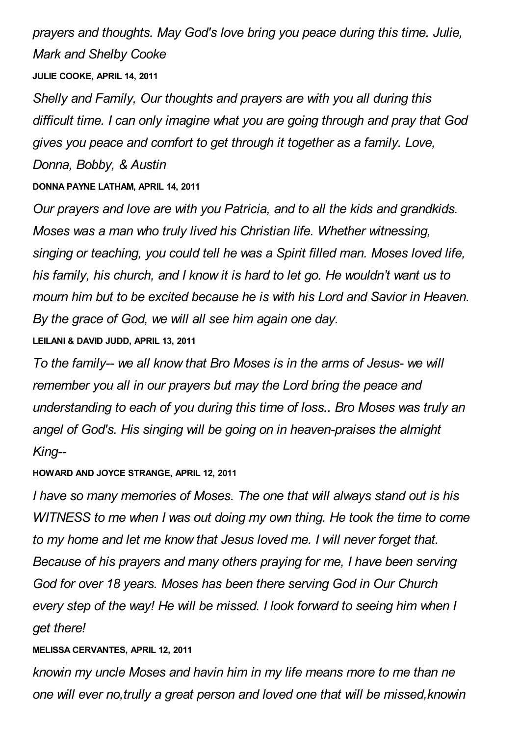*prayers and thoughts. May God's love bring you peace during this time. Julie, Mark and Shelby Cooke*

**JULIE COOKE, APRIL 14, 2011**

*Shelly and Family, Our thoughts and prayers are with you all during this difficult time. I can only imagine what you are going through and pray that God gives you peace and comfort to get through it together as a family. Love, Donna, Bobby, & Austin*

**DONNA PAYNE LATHAM, APRIL 14, 2011**

*Our prayers and love are with you Patricia, and to all the kids and grandkids. Moses was a man who truly lived his Christian life. Whether witnessing, singing or teaching, you could tell he was a Spirit filled man. Moses loved life, his family, his church, and I know it is hard to let go. He wouldn't want us to mourn him but to be excited because he is with his Lord and Savior in Heaven. By the grace of God, we will all see him again one day.*

**LEILANI & DAVID JUDD, APRIL 13, 2011**

*To the family-- we all know that Bro Moses is in the arms of Jesus- we will remember you all in our prayers but may the Lord bring the peace and understanding to each of you during this time of loss.. Bro Moses was truly an angel of God's. His singing will be going on in heaven-praises the almight King--*

**HOWARD AND JOYCE STRANGE, APRIL 12, 2011**

*I have so many memories of Moses. The one that will always stand out is his WITNESS to me when I was out doing my own thing. He took the time to come to my home and let me know that Jesus loved me. I will never forget that. Because of his prayers and many others praying for me, I have been serving God for over 18 years. Moses has been there serving God in Our Church every step of the way! He will be missed. I look forward to seeing him when I get there!*

**MELISSA CERVANTES, APRIL 12, 2011**

*knowin my uncle Moses and havin him in my life means more to me than ne one will ever no,trully a great person and loved one that will be missed,knowin*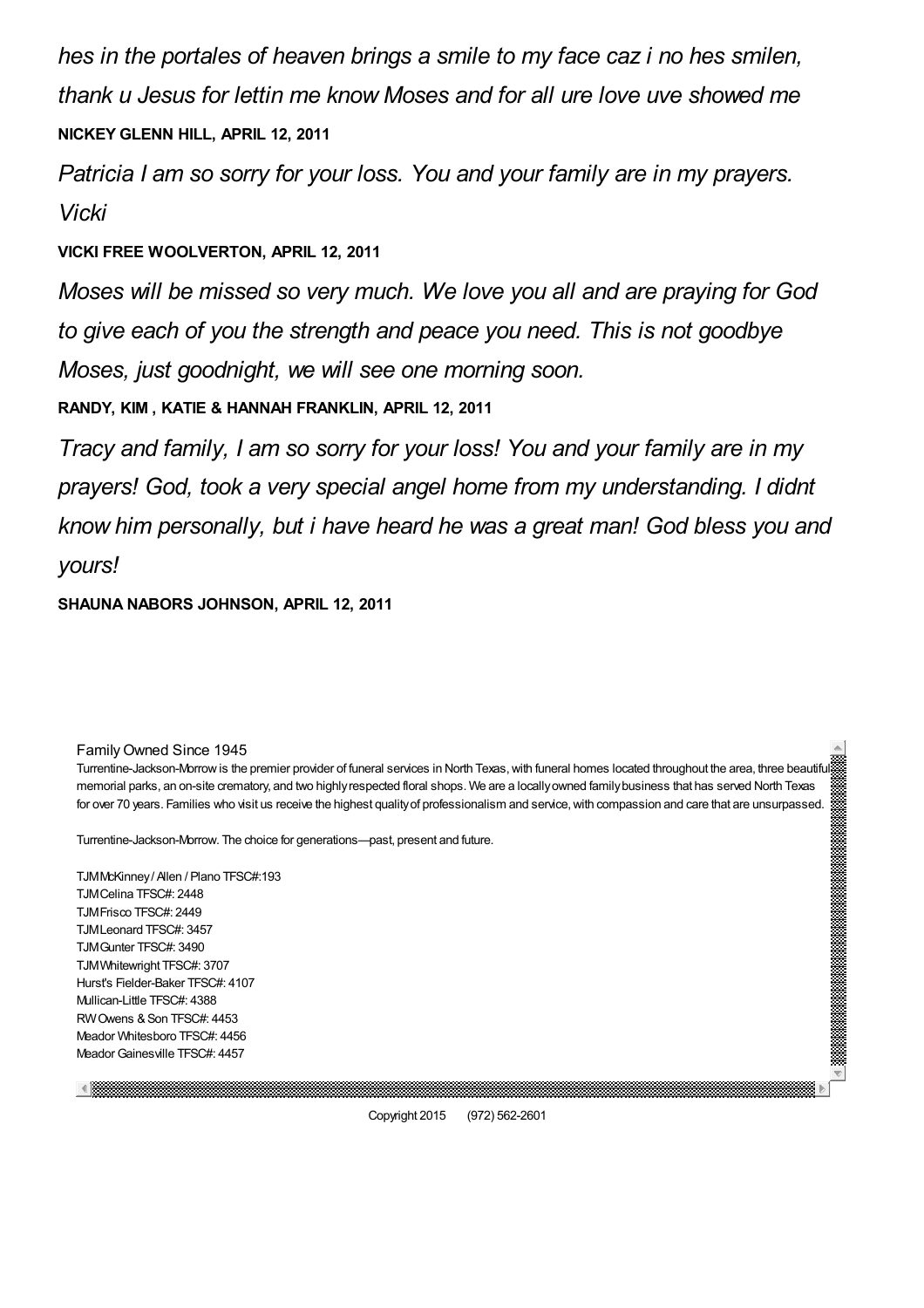*hes in the portales of heaven brings a smile to my face caz i no hes smilen, thank u Jesus for lettin me know Moses and for all ure love uve showed me*

**NICKEY GLENN HILL, APRIL 12, 2011**

*Patricia I am so sorry for your loss. You and your family are in my prayers. Vicki*

**VICKI FREE WOOLVERTON, APRIL 12, 2011**

*Moses will be missed so very much. We love you all and are praying for God to give each of you the strength and peace you need. This is not goodbye Moses, just goodnight, we will see one morning soon.*

**RANDY, KIM , KATIE & HANNAH FRANKLIN, APRIL 12, 2011**

*Tracy and family, I am so sorry for your loss! You and your family are in my prayers! God, took a very special angel home from my understanding. I didnt know him personally, but i have heard he was a great man! God bless you and yours!*

**SHAUNA NABORS JOHNSON, APRIL 12, 2011**

Family Owned Since 1945

Turrentine-Jackson-Morrow is the premier provider of funeral services in North Texas, with funeral homes located throughout the area, three beautiful memorial parks, an on-site crematory, and two highly respected floral shops. We are a locally owned family business that has served North Texas for over 70 years. Families who visit us receive the highest quality of professionalism and service, with compassion and care that are unsurpassed.

Turrentine-Jackson-Morrow. The choice for generations—past, present and future.

TJM McKinney / Allen / Plano TFSC#:193
TJM Celina TFSC#: 2448
TJM Frisco TFSC#: 2449
TJM Leonard TFSC#: 3457
TJM Gunter TFSC#: 3490
TJM Whitewright TFSC#: 3707
Hurst's Fielder-Baker TFSC#: 4107
Mullican-Little TFSC#: 4388
RW Owens & Son TFSC#: 4453
Meador Whitesboro TFSC#: 4456
Meador Gainesville TFSC#: 4457

Copyright 2015 (972) 562-2601